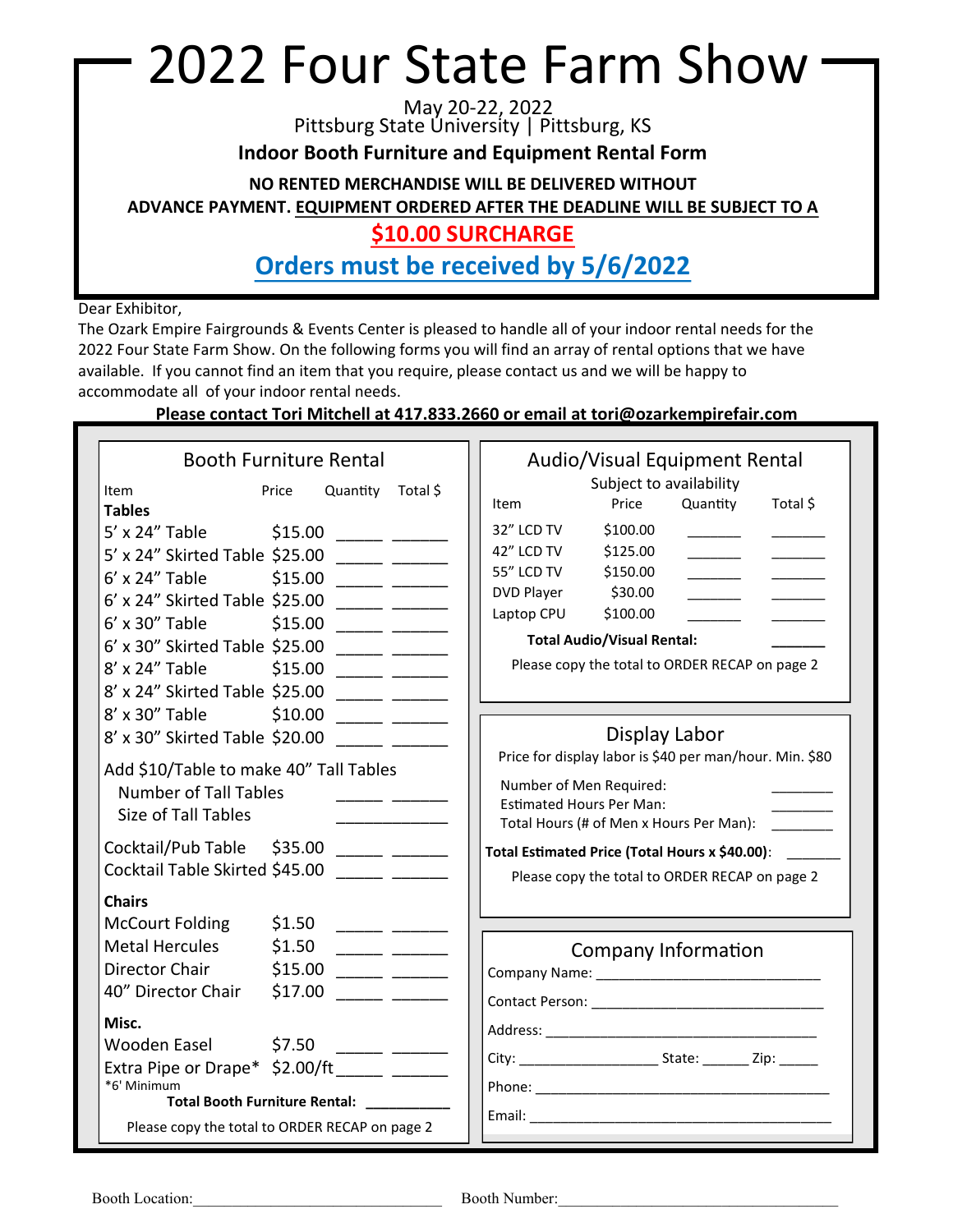# 2022 Four State Farm Show

May 20-22, 2022
Pittsburg State University | Pittsburg, KS

**Indoor Booth Furniture and Equipment Rental Form**

**NO RENTED MERCHANDISE WILL BE DELIVERED WITHOUT ADVANCE PAYMENT. EQUIPMENT ORDERED AFTER THE DEADLINE WILL BE SUBJECT TO A**

**$10.00 SURCHARGE**

**Orders must be received by 5/6/2022**

Dear Exhibitor,
The Ozark Empire Fairgrounds & Events Center is pleased to handle all of your indoor rental needs for the 2022 Four State Farm Show. On the following forms you will find an array of rental options that we have available. If you cannot find an item that you require, please contact us and we will be happy to accommodate all of your indoor rental needs.

**Please contact Tori Mitchell at 417.833.2660 or email at tori@ozarkempirefair.com**

## Booth Furniture Rental

| Item | Price | Quantity | Total $ |
|---|---|---|---|
| **Tables** | | | |
| 5' x 24" Table | $15.00 | _____ | ______ |
| 5' x 24" Skirted Table | $25.00 | _____ | ______ |
| 6' x 24" Table | $15.00 | _____ | ______ |
| 6' x 24" Skirted Table | $25.00 | _____ | ______ |
| 6' x 30" Table | $15.00 | _____ | ______ |
| 6' x 30" Skirted Table | $25.00 | _____ | ______ |
| 8' x 24" Table | $15.00 | _____ | ______ |
| 8' x 24" Skirted Table | $25.00 | _____ | ______ |
| 8' x 30" Table | $10.00 | _____ | ______ |
| 8' x 30" Skirted Table | $20.00 | _____ | ______ |
| Add $10/Table to make 40" Tall Tables | | | |
| Number of Tall Tables | | _____ | ______ |
| Size of Tall Tables | | ____________ | |
| Cocktail/Pub Table | $35.00 | _____ | ______ |
| Cocktail Table Skirted | $45.00 | _____ | ______ |
| **Chairs** | | | |
| McCourt Folding | $1.50 | _____ | ______ |
| Metal Hercules | $1.50 | _____ | ______ |
| Director Chair | $15.00 | _____ | ______ |
| 40" Director Chair | $17.00 | _____ | ______ |
| **Misc.** | | | |
| Wooden Easel | $7.50 | _____ | ______ |
| Extra Pipe or Drape* | $2.00/ft | _____ | ______ |

*6' Minimum

**Total Booth Furniture Rental:** __________

Please copy the total to ORDER RECAP on page 2

## Audio/Visual Equipment Rental

Subject to availability

| Item | Price | Quantity | Total $ |
|---|---|---|---|
| 32" LCD TV | $100.00 | _______ | _______ |
| 42" LCD TV | $125.00 | _______ | _______ |
| 55" LCD TV | $150.00 | _______ | _______ |
| DVD Player | $30.00 | _______ | _______ |
| Laptop CPU | $100.00 | _______ | _______ |

**Total Audio/Visual Rental:** _______

Please copy the total to ORDER RECAP on page 2

## Display Labor

Price for display labor is $40 per man/hour. Min. $80

Number of Men Required: ________
Estimated Hours Per Man: ________
Total Hours (# of Men x Hours Per Man): ________

**Total Estimated Price (Total Hours x $40.00)**: _______

Please copy the total to ORDER RECAP on page 2

## Company Information

Company Name: ____________________________
Contact Person: ____________________________
Address: ____________________________________
City: __________________ State: ______ Zip: _____
Phone: ______________________________________
Email: ______________________________________

Booth Location:________________________________ Booth Number:___________________________________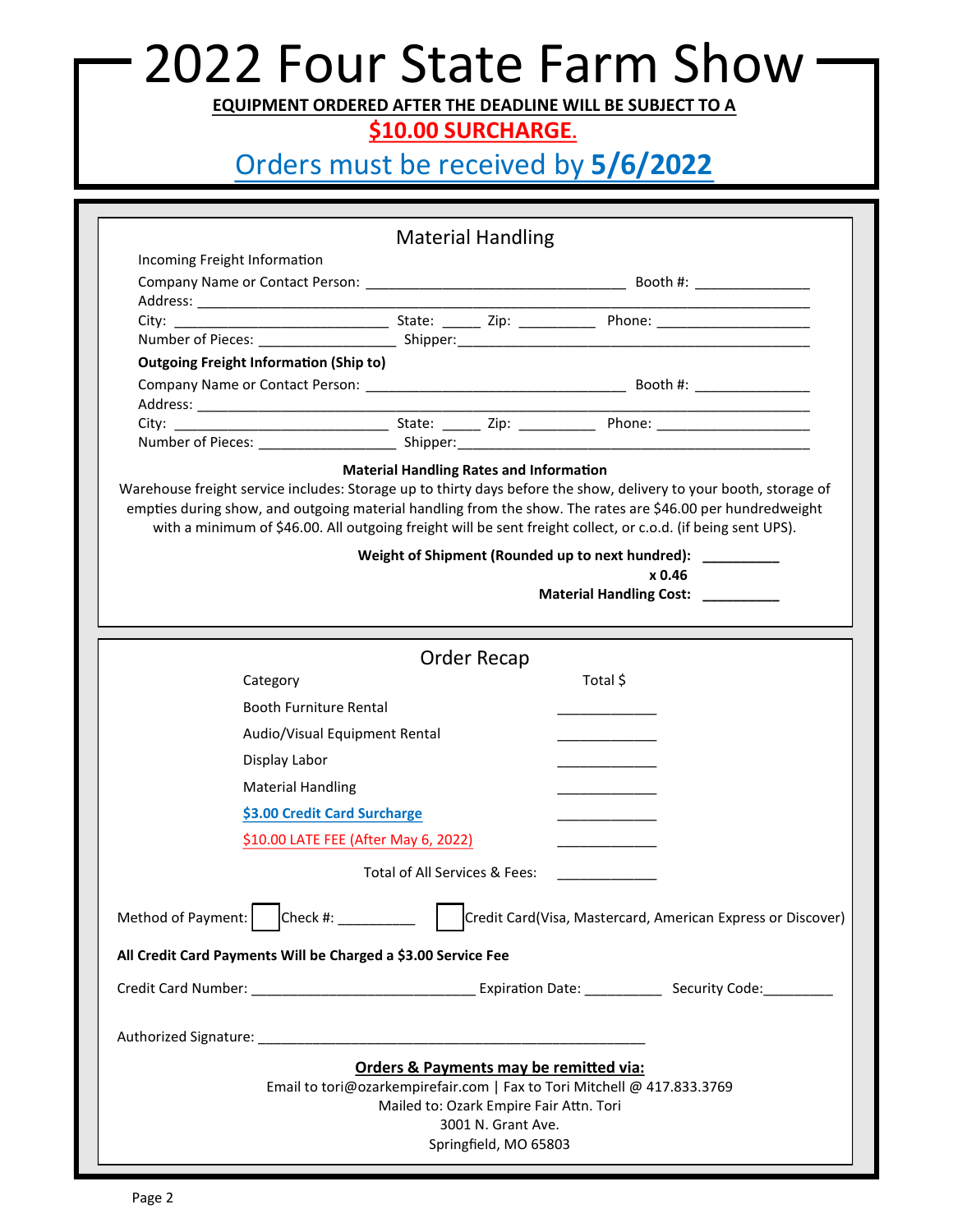# 2022 Four State Farm Show

**EQUIPMENT ORDERED AFTER THE DEADLINE WILL BE SUBJECT TO A**

**$10.00 SURCHARGE.**

Orders must be received by **5/6/2022**

## Material Handling

Incoming Freight Information

Company Name or Contact Person: ________________________________ Booth #: ______________
Address: ______________________________________________________________________________
City: __________________________ State: _____ Zip: _________ Phone: ___________________
Number of Pieces: ________________ Shipper: ____________________________________________

**Outgoing Freight Information (Ship to)**

Company Name or Contact Person: ________________________________ Booth #: ______________
Address: ______________________________________________________________________________
City: __________________________ State: _____ Zip: _________ Phone: ___________________
Number of Pieces: ________________ Shipper: ____________________________________________

**Material Handling Rates and Information**

Warehouse freight service includes: Storage up to thirty days before the show, delivery to your booth, storage of empties during show, and outgoing material handling from the show. The rates are $46.00 per hundredweight with a minimum of $46.00. All outgoing freight will be sent freight collect, or c.o.d. (if being sent UPS).

**Weight of Shipment (Rounded up to next hundred):** _________

**x 0.46**

**Material Handling Cost:** _________

## Order Recap

| Category | Total $ |
|---|---|
| Booth Furniture Rental | ____________ |
| Audio/Visual Equipment Rental | ____________ |
| Display Labor | ____________ |
| Material Handling | ____________ |
| **$3.00 Credit Card Surcharge** | ____________ |
| $10.00 LATE FEE (After May 6, 2022) | ____________ |
| Total of All Services & Fees: | ____________ |

Method of Payment: ☐ Check #: _________ ☐ Credit Card(Visa, Mastercard, American Express or Discover)

**All Credit Card Payments Will be Charged a $3.00 Service Fee**

Credit Card Number: ___________________________ Expiration Date: _________ Security Code:________

Authorized Signature: _______________________________________________

**Orders & Payments may be remitted via:**

Email to tori@ozarkempirefair.com | Fax to Tori Mitchell @ 417.833.3769
Mailed to: Ozark Empire Fair Attn. Tori
3001 N. Grant Ave.
Springfield, MO 65803